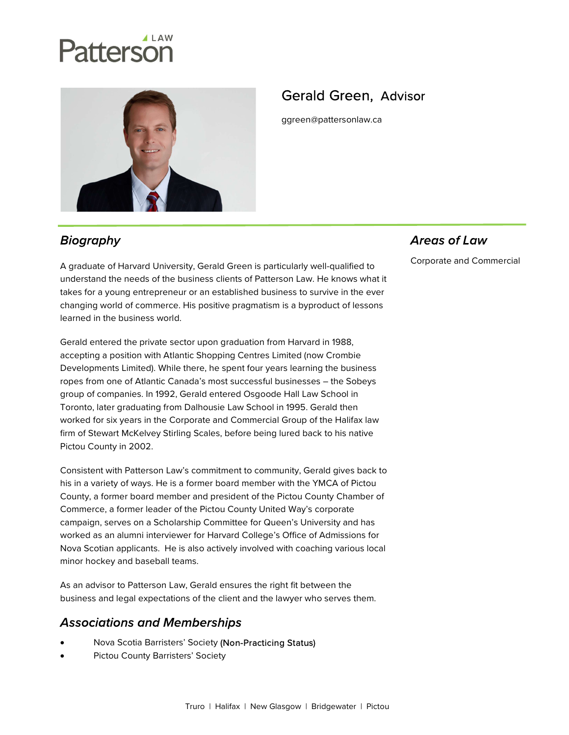# Gerald Green, Advisor

ggreen@pattersonlaw.ca

## Biography

A graduate of Harvard University, Gerald Green is particularly well-qualified to understand the needs of the business clients of Patterson Law. He knows what it takes for a young entrepreneur or an established business to survive in the ever changing world of commerce. His positive pragmatism is a byproduct of lessons learned in the business world.

Gerald entered the private sector upon graduation from Harvard in 1988, accepting a position with Atlantic Shopping Centres Limited (now Crombie Developments Limited). While there, he spent four years learning the business ropes from one of Atlantic Canada's most successful businesses – the Sobeys group of companies. In 1992, Gerald entered Osgoode Hall Law School in Toronto, later graduating from Dalhousie Law School in 1995. Gerald then worked for six years in the Corporate and Commercial Group of the Halifax law firm of Stewart McKelvey Stirling Scales, before being lured back to his native Pictou County in 2002.

Consistent with Patterson Law's commitment to community, Gerald gives back to his in a variety of ways. He is a former board member with the YMCA of Pictou County, a former board member and president of the Pictou County Chamber of Commerce, a former leader of the Pictou County United Way's corporate campaign, serves on a Scholarship Committee for Queen's University and has worked as an alumni interviewer for Harvard College's Office of Admissions for Nova Scotian applicants. He is also actively involved with coaching various local minor hockey and baseball teams.

As an advisor to Patterson Law, Gerald ensures the right fit between the business and legal expectations of the client and the lawyer who serves them.

## Areas of Law

Corporate and Commercial

## Associations and Memberships

- Nova Scotia Barristers' Society (Non-Practicing Status)
- Pictou County Barristers' Society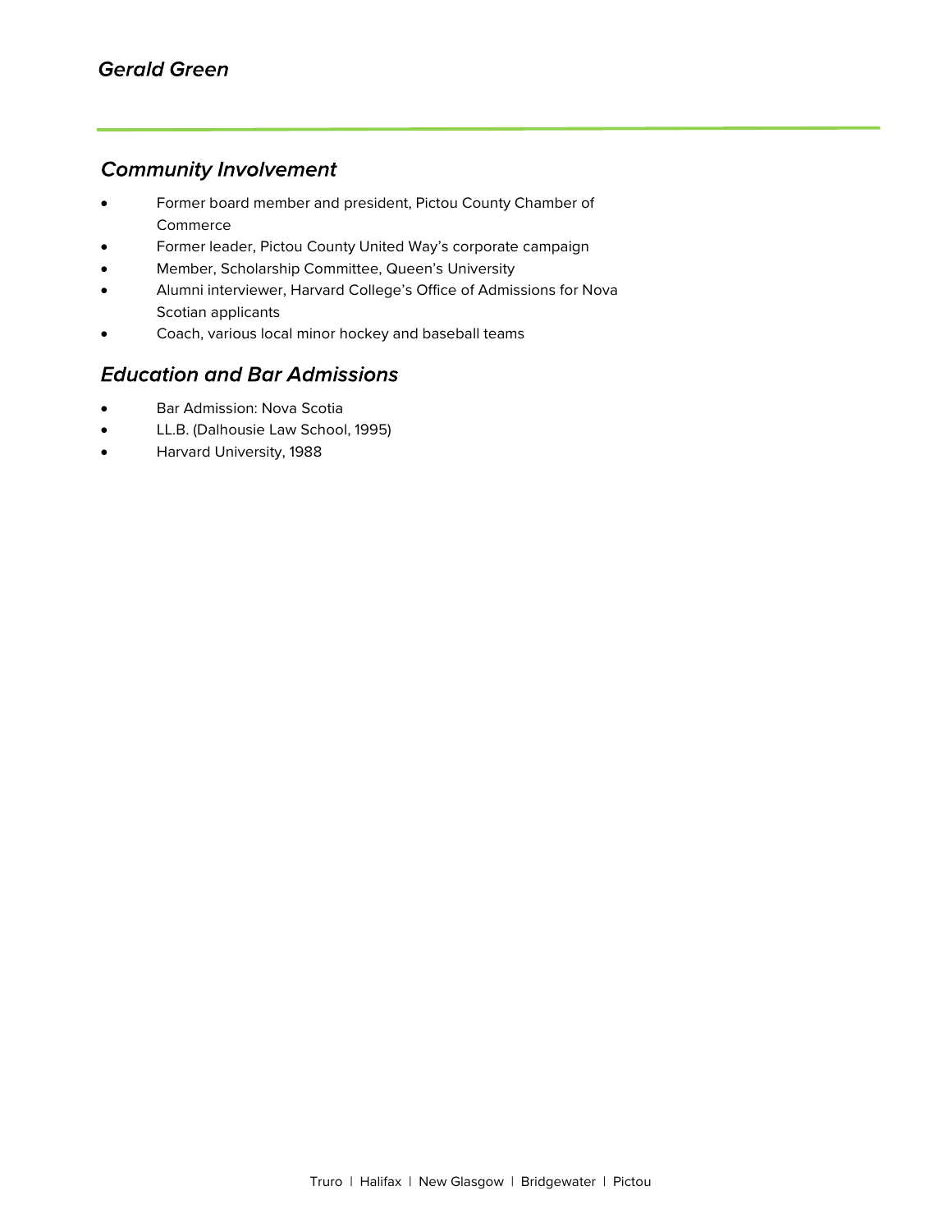## *Community Involvement*

- Former board member and president, Pictou County Chamber of Commerce
- Former leader, Pictou County United Way's corporate campaign
- Member, Scholarship Committee, Queen's University
- Alumni interviewer, Harvard College's Office of Admissions for Nova Scotian applicants
- Coach, various local minor hockey and baseball teams

## *Education and Bar Admissions*

- Bar Admission: Nova Scotia
- LL.B. (Dalhousie Law School, 1995)
- Harvard University, 1988